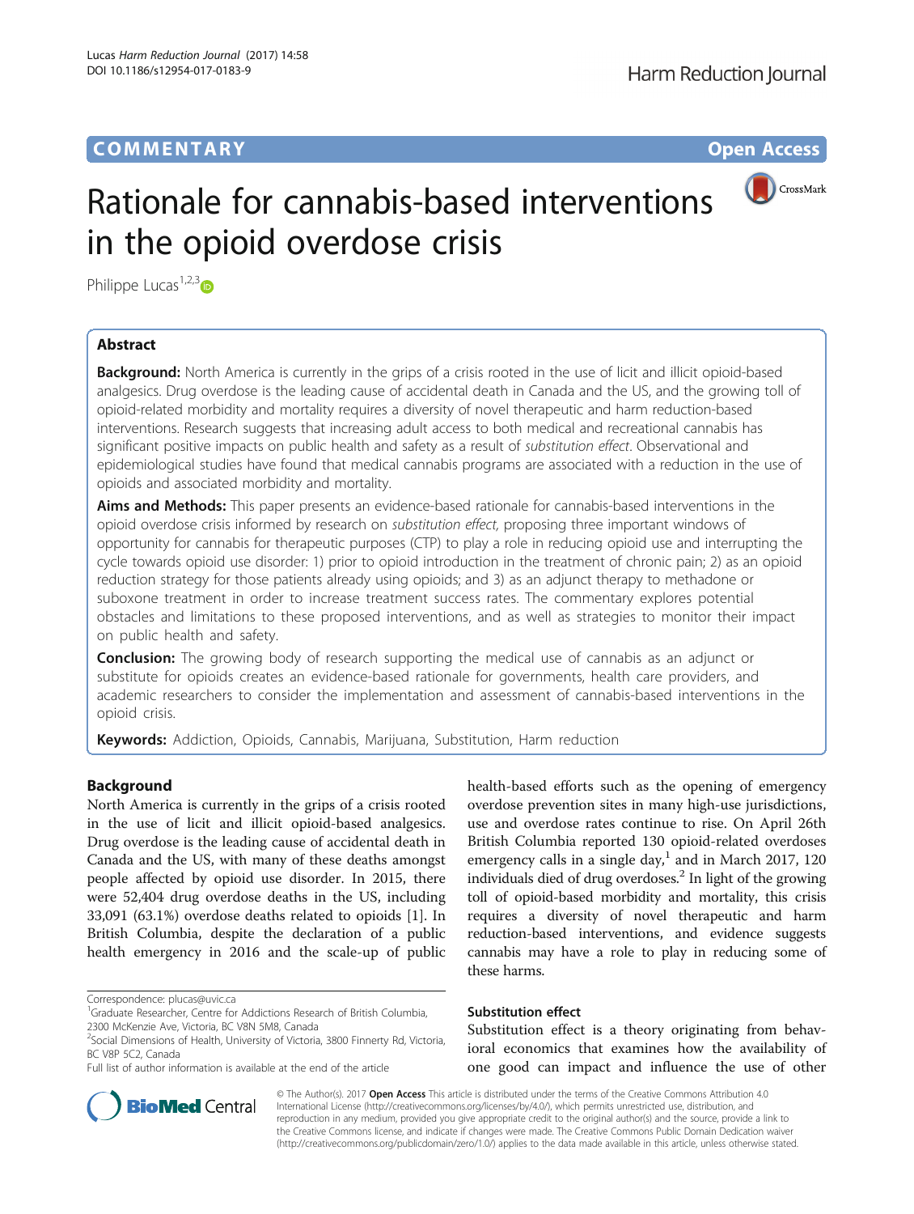COMMENTARY

Open Access

# Rationale for cannabis-based interventions in the opioid overdose crisis

Philippe Lucas[1,2,3]

## Abstract

**Background:** North America is currently in the grips of a crisis rooted in the use of licit and illicit opioid-based analgesics. Drug overdose is the leading cause of accidental death in Canada and the US, and the growing toll of opioid-related morbidity and mortality requires a diversity of novel therapeutic and harm reduction-based interventions. Research suggests that increasing adult access to both medical and recreational cannabis has significant positive impacts on public health and safety as a result of *substitution effect*. Observational and epidemiological studies have found that medical cannabis programs are associated with a reduction in the use of opioids and associated morbidity and mortality.

**Aims and Methods:** This paper presents an evidence-based rationale for cannabis-based interventions in the opioid overdose crisis informed by research on *substitution effect*, proposing three important windows of opportunity for cannabis for therapeutic purposes (CTP) to play a role in reducing opioid use and interrupting the cycle towards opioid use disorder: 1) prior to opioid introduction in the treatment of chronic pain; 2) as an opioid reduction strategy for those patients already using opioids; and 3) as an adjunct therapy to methadone or suboxone treatment in order to increase treatment success rates. The commentary explores potential obstacles and limitations to these proposed interventions, and as well as strategies to monitor their impact on public health and safety.

**Conclusion:** The growing body of research supporting the medical use of cannabis as an adjunct or substitute for opioids creates an evidence-based rationale for governments, health care providers, and academic researchers to consider the implementation and assessment of cannabis-based interventions in the opioid crisis.

**Keywords:** Addiction, Opioids, Cannabis, Marijuana, Substitution, Harm reduction

## Background

North America is currently in the grips of a crisis rooted in the use of licit and illicit opioid-based analgesics. Drug overdose is the leading cause of accidental death in Canada and the US, with many of these deaths amongst people affected by opioid use disorder. In 2015, there were 52,404 drug overdose deaths in the US, including 33,091 (63.1%) overdose deaths related to opioids [1]. In British Columbia, despite the declaration of a public health emergency in 2016 and the scale-up of public health-based efforts such as the opening of emergency overdose prevention sites in many high-use jurisdictions, use and overdose rates continue to rise. On April 26th British Columbia reported 130 opioid-related overdoses emergency calls in a single day,[1] and in March 2017, 120 individuals died of drug overdoses.[2] In light of the growing toll of opioid-based morbidity and mortality, this crisis requires a diversity of novel therapeutic and harm reduction-based interventions, and evidence suggests cannabis may have a role to play in reducing some of these harms.

### Substitution effect

Substitution effect is a theory originating from behavioral economics that examines how the availability of one good can impact and influence the use of other

Correspondence: plucas@uvic.ca

[1]Graduate Researcher, Centre for Addictions Research of British Columbia, 2300 McKenzie Ave, Victoria, BC V8N 5M8, Canada

[2]Social Dimensions of Health, University of Victoria, 3800 Finnerty Rd, Victoria, BC V8P 5C2, Canada

Full list of author information is available at the end of the article

© The Author(s). 2017 **Open Access** This article is distributed under the terms of the Creative Commons Attribution 4.0 International License (http://creativecommons.org/licenses/by/4.0/), which permits unrestricted use, distribution, and reproduction in any medium, provided you give appropriate credit to the original author(s) and the source, provide a link to the Creative Commons license, and indicate if changes were made. The Creative Commons Public Domain Dedication waiver (http://creativecommons.org/publicdomain/zero/1.0/) applies to the data made available in this article, unless otherwise stated.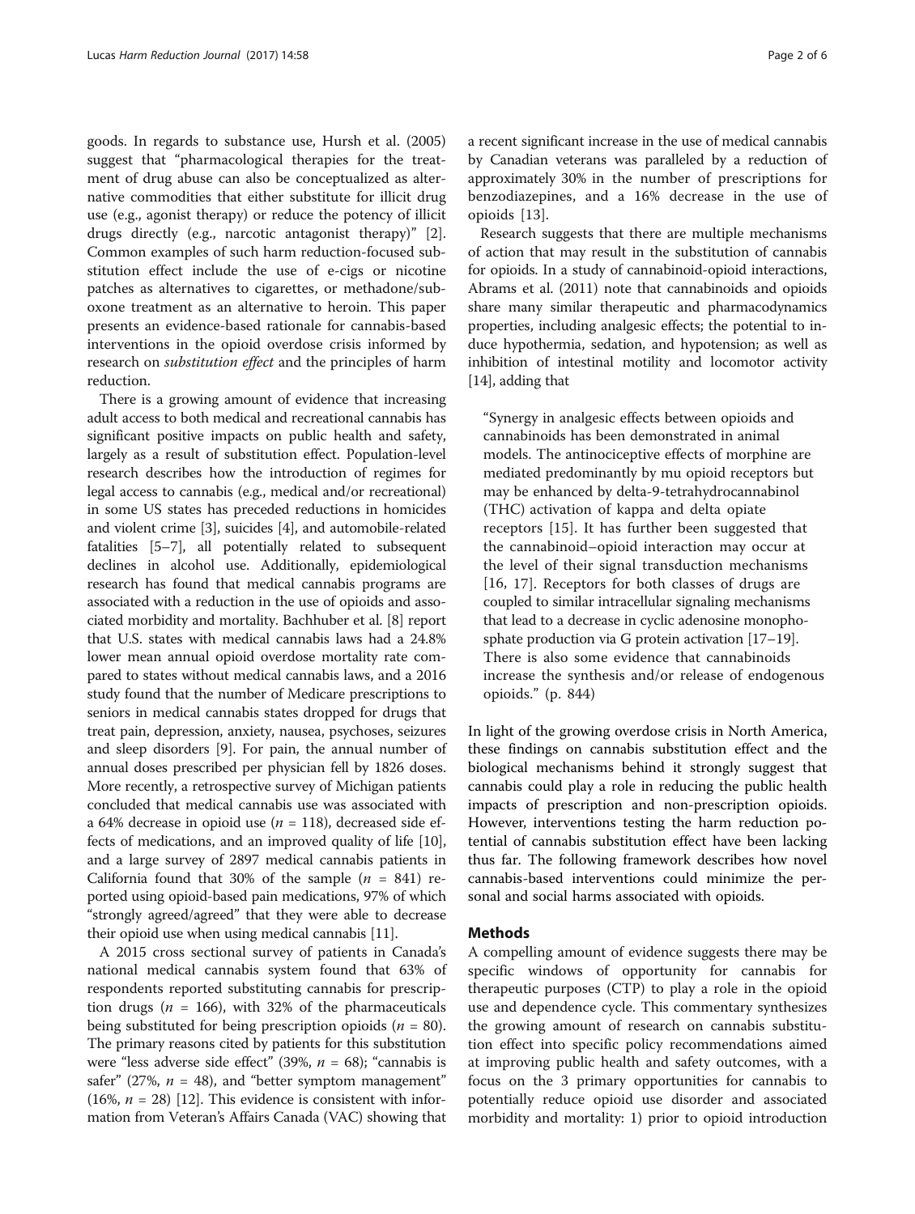goods. In regards to substance use, Hursh et al. (2005) suggest that "pharmacological therapies for the treatment of drug abuse can also be conceptualized as alternative commodities that either substitute for illicit drug use (e.g., agonist therapy) or reduce the potency of illicit drugs directly (e.g., narcotic antagonist therapy)" [2]. Common examples of such harm reduction-focused substitution effect include the use of e-cigs or nicotine patches as alternatives to cigarettes, or methadone/suboxone treatment as an alternative to heroin. This paper presents an evidence-based rationale for cannabis-based interventions in the opioid overdose crisis informed by research on *substitution effect* and the principles of harm reduction.

There is a growing amount of evidence that increasing adult access to both medical and recreational cannabis has significant positive impacts on public health and safety, largely as a result of substitution effect. Population-level research describes how the introduction of regimes for legal access to cannabis (e.g., medical and/or recreational) in some US states has preceded reductions in homicides and violent crime [3], suicides [4], and automobile-related fatalities [5–7], all potentially related to subsequent declines in alcohol use. Additionally, epidemiological research has found that medical cannabis programs are associated with a reduction in the use of opioids and associated morbidity and mortality. Bachhuber et al. [8] report that U.S. states with medical cannabis laws had a 24.8% lower mean annual opioid overdose mortality rate compared to states without medical cannabis laws, and a 2016 study found that the number of Medicare prescriptions to seniors in medical cannabis states dropped for drugs that treat pain, depression, anxiety, nausea, psychoses, seizures and sleep disorders [9]. For pain, the annual number of annual doses prescribed per physician fell by 1826 doses. More recently, a retrospective survey of Michigan patients concluded that medical cannabis use was associated with a 64% decrease in opioid use ($n$ = 118), decreased side effects of medications, and an improved quality of life [10], and a large survey of 2897 medical cannabis patients in California found that 30% of the sample ($n$ = 841) reported using opioid-based pain medications, 97% of which "strongly agreed/agreed" that they were able to decrease their opioid use when using medical cannabis [11].

A 2015 cross sectional survey of patients in Canada's national medical cannabis system found that 63% of respondents reported substituting cannabis for prescription drugs ($n$ = 166), with 32% of the pharmaceuticals being substituted for being prescription opioids ($n$ = 80). The primary reasons cited by patients for this substitution were "less adverse side effect" (39%, $n$ = 68); "cannabis is safer" (27%, $n$ = 48), and "better symptom management" (16%, $n$ = 28) [12]. This evidence is consistent with information from Veteran's Affairs Canada (VAC) showing that a recent significant increase in the use of medical cannabis by Canadian veterans was paralleled by a reduction of approximately 30% in the number of prescriptions for benzodiazepines, and a 16% decrease in the use of opioids [13].

Research suggests that there are multiple mechanisms of action that may result in the substitution of cannabis for opioids. In a study of cannabinoid-opioid interactions, Abrams et al. (2011) note that cannabinoids and opioids share many similar therapeutic and pharmacodynamics properties, including analgesic effects; the potential to induce hypothermia, sedation, and hypotension; as well as inhibition of intestinal motility and locomotor activity [14], adding that

> "Synergy in analgesic effects between opioids and cannabinoids has been demonstrated in animal models. The antinociceptive effects of morphine are mediated predominantly by mu opioid receptors but may be enhanced by delta-9-tetrahydrocannabinol (THC) activation of kappa and delta opiate receptors [15]. It has further been suggested that the cannabinoid–opioid interaction may occur at the level of their signal transduction mechanisms [16, 17]. Receptors for both classes of drugs are coupled to similar intracellular signaling mechanisms that lead to a decrease in cyclic adenosine monophosphate production via G protein activation [17–19]. There is also some evidence that cannabinoids increase the synthesis and/or release of endogenous opioids." (p. 844)

In light of the growing overdose crisis in North America, these findings on cannabis substitution effect and the biological mechanisms behind it strongly suggest that cannabis could play a role in reducing the public health impacts of prescription and non-prescription opioids. However, interventions testing the harm reduction potential of cannabis substitution effect have been lacking thus far. The following framework describes how novel cannabis-based interventions could minimize the personal and social harms associated with opioids.

## Methods

A compelling amount of evidence suggests there may be specific windows of opportunity for cannabis for therapeutic purposes (CTP) to play a role in the opioid use and dependence cycle. This commentary synthesizes the growing amount of research on cannabis substitution effect into specific policy recommendations aimed at improving public health and safety outcomes, with a focus on the 3 primary opportunities for cannabis to potentially reduce opioid use disorder and associated morbidity and mortality: 1) prior to opioid introduction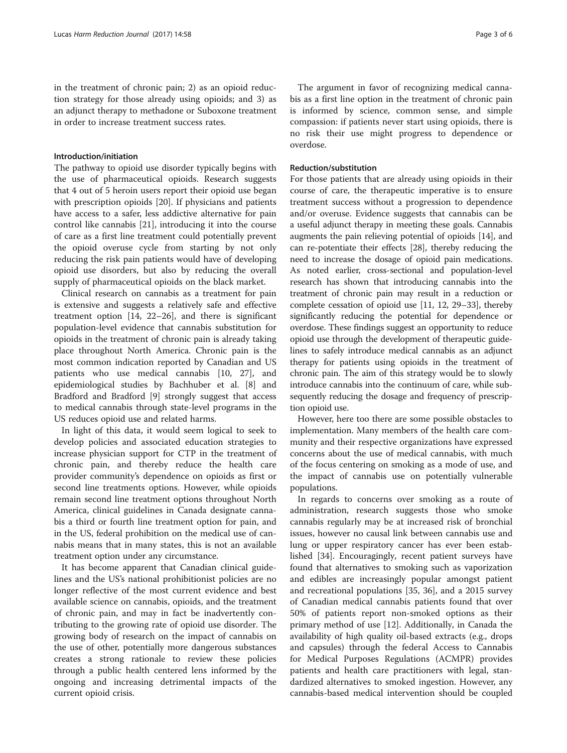in the treatment of chronic pain; 2) as an opioid reduction strategy for those already using opioids; and 3) as an adjunct therapy to methadone or Suboxone treatment in order to increase treatment success rates.

### Introduction/initiation

The pathway to opioid use disorder typically begins with the use of pharmaceutical opioids. Research suggests that 4 out of 5 heroin users report their opioid use began with prescription opioids [20]. If physicians and patients have access to a safer, less addictive alternative for pain control like cannabis [21], introducing it into the course of care as a first line treatment could potentially prevent the opioid overuse cycle from starting by not only reducing the risk pain patients would have of developing opioid use disorders, but also by reducing the overall supply of pharmaceutical opioids on the black market.

Clinical research on cannabis as a treatment for pain is extensive and suggests a relatively safe and effective treatment option [14, 22–26], and there is significant population-level evidence that cannabis substitution for opioids in the treatment of chronic pain is already taking place throughout North America. Chronic pain is the most common indication reported by Canadian and US patients who use medical cannabis [10, 27], and epidemiological studies by Bachhuber et al. [8] and Bradford and Bradford [9] strongly suggest that access to medical cannabis through state-level programs in the US reduces opioid use and related harms.

In light of this data, it would seem logical to seek to develop policies and associated education strategies to increase physician support for CTP in the treatment of chronic pain, and thereby reduce the health care provider community's dependence on opioids as first or second line treatments options. However, while opioids remain second line treatment options throughout North America, clinical guidelines in Canada designate cannabis a third or fourth line treatment option for pain, and in the US, federal prohibition on the medical use of cannabis means that in many states, this is not an available treatment option under any circumstance.

It has become apparent that Canadian clinical guidelines and the US's national prohibitionist policies are no longer reflective of the most current evidence and best available science on cannabis, opioids, and the treatment of chronic pain, and may in fact be inadvertently contributing to the growing rate of opioid use disorder. The growing body of research on the impact of cannabis on the use of other, potentially more dangerous substances creates a strong rationale to review these policies through a public health centered lens informed by the ongoing and increasing detrimental impacts of the current opioid crisis.

The argument in favor of recognizing medical cannabis as a first line option in the treatment of chronic pain is informed by science, common sense, and simple compassion: if patients never start using opioids, there is no risk their use might progress to dependence or overdose.

### Reduction/substitution

For those patients that are already using opioids in their course of care, the therapeutic imperative is to ensure treatment success without a progression to dependence and/or overuse. Evidence suggests that cannabis can be a useful adjunct therapy in meeting these goals. Cannabis augments the pain relieving potential of opioids [14], and can re-potentiate their effects [28], thereby reducing the need to increase the dosage of opioid pain medications. As noted earlier, cross-sectional and population-level research has shown that introducing cannabis into the treatment of chronic pain may result in a reduction or complete cessation of opioid use [11, 12, 29–33], thereby significantly reducing the potential for dependence or overdose. These findings suggest an opportunity to reduce opioid use through the development of therapeutic guidelines to safely introduce medical cannabis as an adjunct therapy for patients using opioids in the treatment of chronic pain. The aim of this strategy would be to slowly introduce cannabis into the continuum of care, while subsequently reducing the dosage and frequency of prescription opioid use.

However, here too there are some possible obstacles to implementation. Many members of the health care community and their respective organizations have expressed concerns about the use of medical cannabis, with much of the focus centering on smoking as a mode of use, and the impact of cannabis use on potentially vulnerable populations.

In regards to concerns over smoking as a route of administration, research suggests those who smoke cannabis regularly may be at increased risk of bronchial issues, however no causal link between cannabis use and lung or upper respiratory cancer has ever been established [34]. Encouragingly, recent patient surveys have found that alternatives to smoking such as vaporization and edibles are increasingly popular amongst patient and recreational populations [35, 36], and a 2015 survey of Canadian medical cannabis patients found that over 50% of patients report non-smoked options as their primary method of use [12]. Additionally, in Canada the availability of high quality oil-based extracts (e.g., drops and capsules) through the federal Access to Cannabis for Medical Purposes Regulations (ACMPR) provides patients and health care practitioners with legal, standardized alternatives to smoked ingestion. However, any cannabis-based medical intervention should be coupled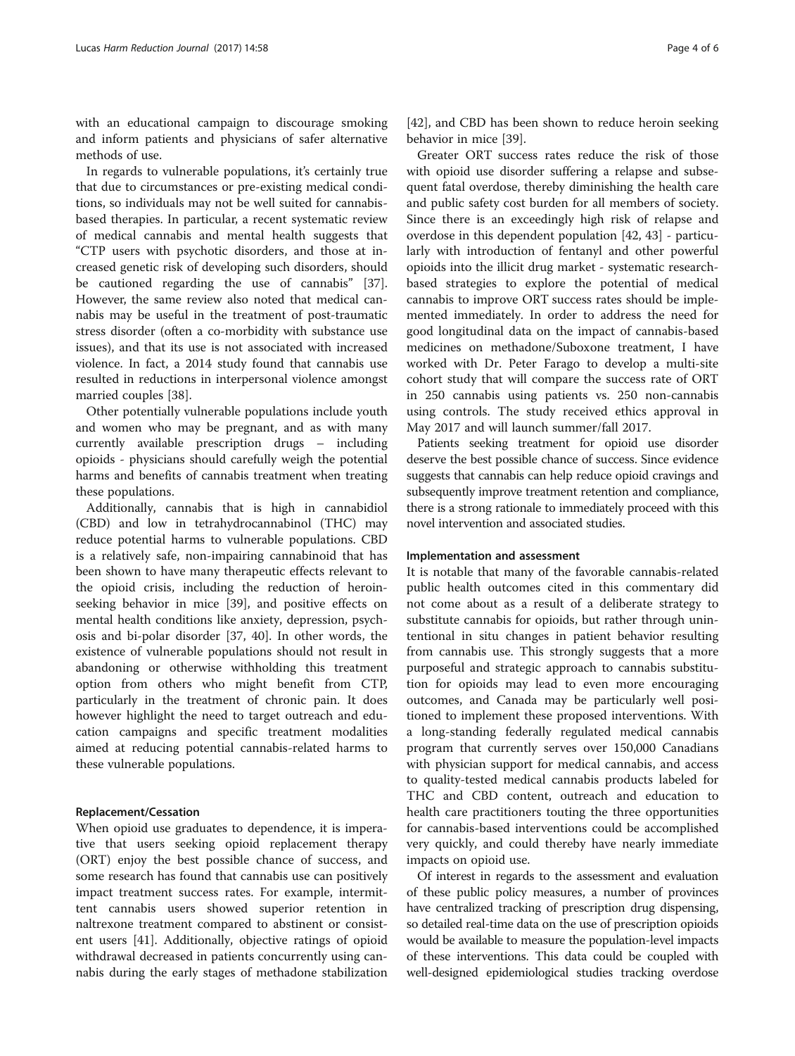with an educational campaign to discourage smoking and inform patients and physicians of safer alternative methods of use.

In regards to vulnerable populations, it's certainly true that due to circumstances or pre-existing medical conditions, so individuals may not be well suited for cannabis-based therapies. In particular, a recent systematic review of medical cannabis and mental health suggests that "CTP users with psychotic disorders, and those at increased genetic risk of developing such disorders, should be cautioned regarding the use of cannabis" [37]. However, the same review also noted that medical cannabis may be useful in the treatment of post-traumatic stress disorder (often a co-morbidity with substance use issues), and that its use is not associated with increased violence. In fact, a 2014 study found that cannabis use resulted in reductions in interpersonal violence amongst married couples [38].

Other potentially vulnerable populations include youth and women who may be pregnant, and as with many currently available prescription drugs – including opioids - physicians should carefully weigh the potential harms and benefits of cannabis treatment when treating these populations.

Additionally, cannabis that is high in cannabidiol (CBD) and low in tetrahydrocannabinol (THC) may reduce potential harms to vulnerable populations. CBD is a relatively safe, non-impairing cannabinoid that has been shown to have many therapeutic effects relevant to the opioid crisis, including the reduction of heroin-seeking behavior in mice [39], and positive effects on mental health conditions like anxiety, depression, psychosis and bi-polar disorder [37, 40]. In other words, the existence of vulnerable populations should not result in abandoning or otherwise withholding this treatment option from others who might benefit from CTP, particularly in the treatment of chronic pain. It does however highlight the need to target outreach and education campaigns and specific treatment modalities aimed at reducing potential cannabis-related harms to these vulnerable populations.

#### Replacement/Cessation

When opioid use graduates to dependence, it is imperative that users seeking opioid replacement therapy (ORT) enjoy the best possible chance of success, and some research has found that cannabis use can positively impact treatment success rates. For example, intermittent cannabis users showed superior retention in naltrexone treatment compared to abstinent or consistent users [41]. Additionally, objective ratings of opioid withdrawal decreased in patients concurrently using cannabis during the early stages of methadone stabilization [42], and CBD has been shown to reduce heroin seeking behavior in mice [39].

Greater ORT success rates reduce the risk of those with opioid use disorder suffering a relapse and subsequent fatal overdose, thereby diminishing the health care and public safety cost burden for all members of society. Since there is an exceedingly high risk of relapse and overdose in this dependent population [42, 43] - particularly with introduction of fentanyl and other powerful opioids into the illicit drug market - systematic research-based strategies to explore the potential of medical cannabis to improve ORT success rates should be implemented immediately. In order to address the need for good longitudinal data on the impact of cannabis-based medicines on methadone/Suboxone treatment, I have worked with Dr. Peter Farago to develop a multi-site cohort study that will compare the success rate of ORT in 250 cannabis using patients vs. 250 non-cannabis using controls. The study received ethics approval in May 2017 and will launch summer/fall 2017.

Patients seeking treatment for opioid use disorder deserve the best possible chance of success. Since evidence suggests that cannabis can help reduce opioid cravings and subsequently improve treatment retention and compliance, there is a strong rationale to immediately proceed with this novel intervention and associated studies.

#### Implementation and assessment

It is notable that many of the favorable cannabis-related public health outcomes cited in this commentary did not come about as a result of a deliberate strategy to substitute cannabis for opioids, but rather through unintentional in situ changes in patient behavior resulting from cannabis use. This strongly suggests that a more purposeful and strategic approach to cannabis substitution for opioids may lead to even more encouraging outcomes, and Canada may be particularly well positioned to implement these proposed interventions. With a long-standing federally regulated medical cannabis program that currently serves over 150,000 Canadians with physician support for medical cannabis, and access to quality-tested medical cannabis products labeled for THC and CBD content, outreach and education to health care practitioners touting the three opportunities for cannabis-based interventions could be accomplished very quickly, and could thereby have nearly immediate impacts on opioid use.

Of interest in regards to the assessment and evaluation of these public policy measures, a number of provinces have centralized tracking of prescription drug dispensing, so detailed real-time data on the use of prescription opioids would be available to measure the population-level impacts of these interventions. This data could be coupled with well-designed epidemiological studies tracking overdose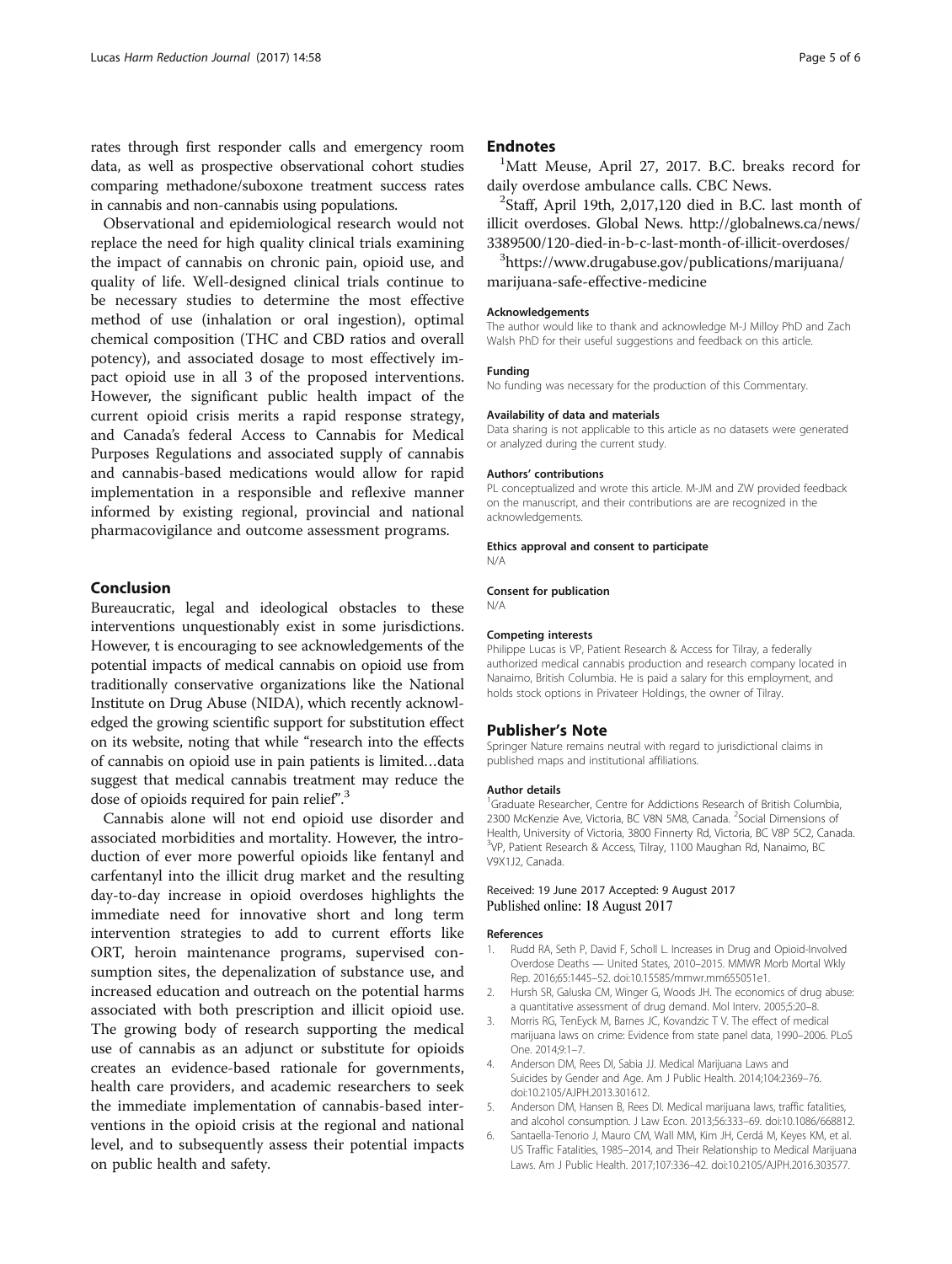rates through first responder calls and emergency room data, as well as prospective observational cohort studies comparing methadone/suboxone treatment success rates in cannabis and non-cannabis using populations.

Observational and epidemiological research would not replace the need for high quality clinical trials examining the impact of cannabis on chronic pain, opioid use, and quality of life. Well-designed clinical trials continue to be necessary studies to determine the most effective method of use (inhalation or oral ingestion), optimal chemical composition (THC and CBD ratios and overall potency), and associated dosage to most effectively impact opioid use in all 3 of the proposed interventions. However, the significant public health impact of the current opioid crisis merits a rapid response strategy, and Canada's federal Access to Cannabis for Medical Purposes Regulations and associated supply of cannabis and cannabis-based medications would allow for rapid implementation in a responsible and reflexive manner informed by existing regional, provincial and national pharmacovigilance and outcome assessment programs.

## Conclusion

Bureaucratic, legal and ideological obstacles to these interventions unquestionably exist in some jurisdictions. However, t is encouraging to see acknowledgements of the potential impacts of medical cannabis on opioid use from traditionally conservative organizations like the National Institute on Drug Abuse (NIDA), which recently acknowledged the growing scientific support for substitution effect on its website, noting that while "research into the effects of cannabis on opioid use in pain patients is limited…data suggest that medical cannabis treatment may reduce the dose of opioids required for pain relief".[3]

Cannabis alone will not end opioid use disorder and associated morbidities and mortality. However, the introduction of ever more powerful opioids like fentanyl and carfentanyl into the illicit drug market and the resulting day-to-day increase in opioid overdoses highlights the immediate need for innovative short and long term intervention strategies to add to current efforts like ORT, heroin maintenance programs, supervised consumption sites, the depenalization of substance use, and increased education and outreach on the potential harms associated with both prescription and illicit opioid use. The growing body of research supporting the medical use of cannabis as an adjunct or substitute for opioids creates an evidence-based rationale for governments, health care providers, and academic researchers to seek the immediate implementation of cannabis-based interventions in the opioid crisis at the regional and national level, and to subsequently assess their potential impacts on public health and safety.

## Endnotes

[1]Matt Meuse, April 27, 2017. B.C. breaks record for daily overdose ambulance calls. CBC News.

[2]Staff, April 19th, 2,017,120 died in B.C. last month of illicit overdoses. Global News. http://globalnews.ca/news/3389500/120-died-in-b-c-last-month-of-illicit-overdoses/

[3]https://www.drugabuse.gov/publications/marijuana/marijuana-safe-effective-medicine

#### Acknowledgements

The author would like to thank and acknowledge M-J Milloy PhD and Zach Walsh PhD for their useful suggestions and feedback on this article.

#### Funding

No funding was necessary for the production of this Commentary.

#### Availability of data and materials

Data sharing is not applicable to this article as no datasets were generated or analyzed during the current study.

#### Authors' contributions

PL conceptualized and wrote this article. M-JM and ZW provided feedback on the manuscript, and their contributions are are recognized in the acknowledgements.

#### Ethics approval and consent to participate

N/A

#### Consent for publication

N/A

#### Competing interests

Philippe Lucas is VP, Patient Research & Access for Tilray, a federally authorized medical cannabis production and research company located in Nanaimo, British Columbia. He is paid a salary for this employment, and holds stock options in Privateer Holdings, the owner of Tilray.

## Publisher's Note

Springer Nature remains neutral with regard to jurisdictional claims in published maps and institutional affiliations.

#### Author details

[1]Graduate Researcher, Centre for Addictions Research of British Columbia, 2300 McKenzie Ave, Victoria, BC V8N 5M8, Canada. [2]Social Dimensions of Health, University of Victoria, 3800 Finnerty Rd, Victoria, BC V8P 5C2, Canada. [3]VP, Patient Research & Access, Tilray, 1100 Maughan Rd, Nanaimo, BC V9X1J2, Canada.

Received: 19 June 2017 Accepted: 9 August 2017
Published online: 18 August 2017

#### References

1. Rudd RA, Seth P, David F, Scholl L. Increases in Drug and Opioid-Involved Overdose Deaths — United States, 2010–2015. MMWR Morb Mortal Wkly Rep. 2016;65:1445–52. doi:10.15585/mmwr.mm655051e1.
2. Hursh SR, Galuska CM, Winger G, Woods JH. The economics of drug abuse: a quantitative assessment of drug demand. Mol Interv. 2005;5:20–8.
3. Morris RG, TenEyck M, Barnes JC, Kovandzic T V. The effect of medical marijuana laws on crime: Evidence from state panel data, 1990–2006. PLoS One. 2014;9:1–7.
4. Anderson DM, Rees DI, Sabia JJ. Medical Marijuana Laws and Suicides by Gender and Age. Am J Public Health. 2014;104:2369–76. doi:10.2105/AJPH.2013.301612.
5. Anderson DM, Hansen B, Rees DI. Medical marijuana laws, traffic fatalities, and alcohol consumption. J Law Econ. 2013;56:333–69. doi:10.1086/668812.
6. Santaella-Tenorio J, Mauro CM, Wall MM, Kim JH, Cerdá M, Keyes KM, et al. US Traffic Fatalities, 1985–2014, and Their Relationship to Medical Marijuana Laws. Am J Public Health. 2017;107:336–42. doi:10.2105/AJPH.2016.303577.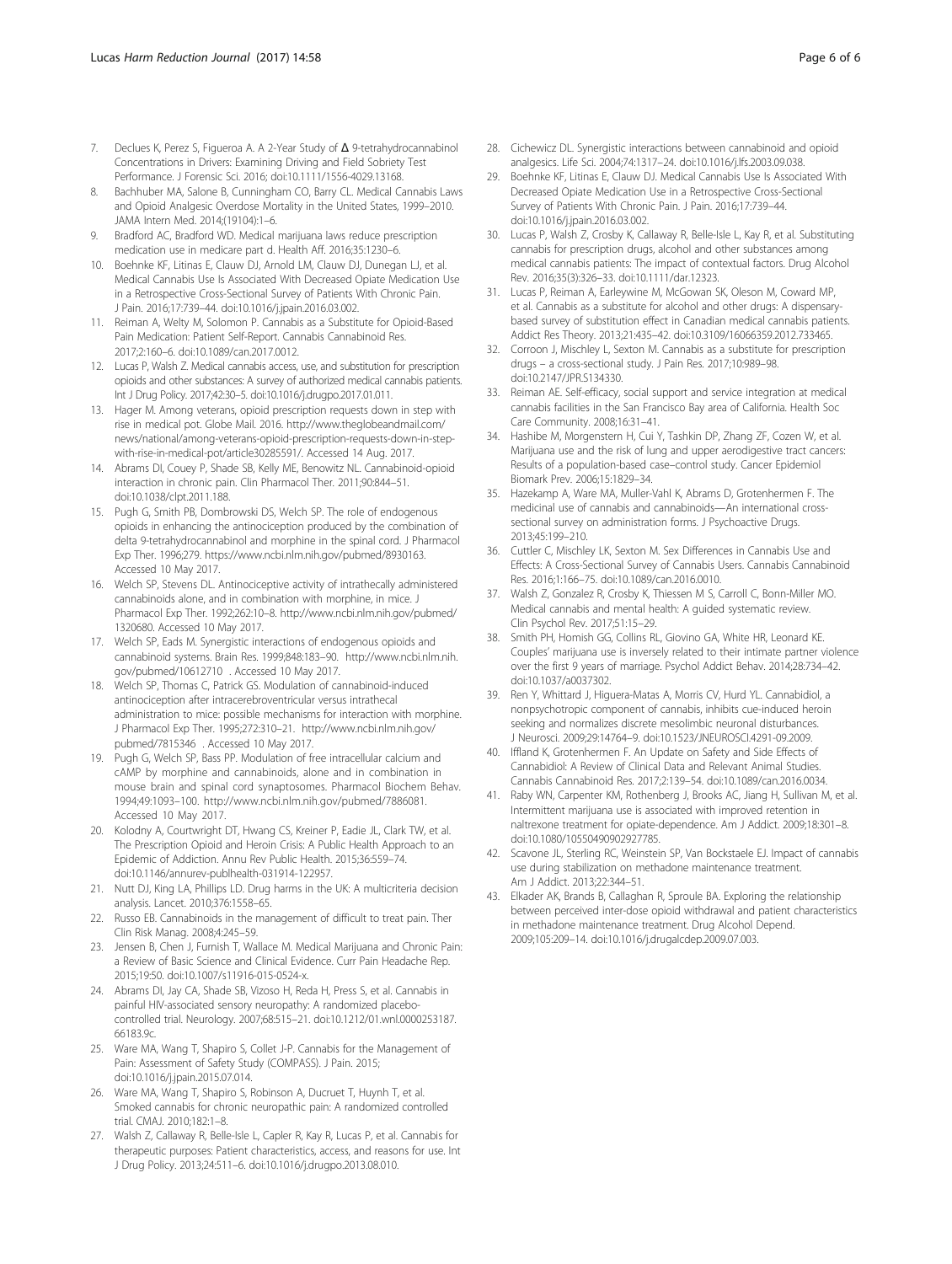7. Declues K, Perez S, Figueroa A. A 2-Year Study of Δ 9-tetrahydrocannabinol Concentrations in Drivers: Examining Driving and Field Sobriety Test Performance. J Forensic Sci. 2016; doi:10.1111/1556-4029.13168.
8. Bachhuber MA, Salone B, Cunningham CO, Barry CL. Medical Cannabis Laws and Opioid Analgesic Overdose Mortality in the United States, 1999–2010. JAMA Intern Med. 2014;(19104):1–6.
9. Bradford AC, Bradford WD. Medical marijuana laws reduce prescription medication use in medicare part d. Health Aff. 2016;35:1230–6.
10. Boehnke KF, Litinas E, Clauw DJ, Arnold LM, Clauw DJ, Dunegan LJ, et al. Medical Cannabis Use Is Associated With Decreased Opiate Medication Use in a Retrospective Cross-Sectional Survey of Patients With Chronic Pain. J Pain. 2016;17:739–44. doi:10.1016/j.jpain.2016.03.002.
11. Reiman A, Welty M, Solomon P. Cannabis as a Substitute for Opioid-Based Pain Medication: Patient Self-Report. Cannabis Cannabinoid Res. 2017;2:160–6. doi:10.1089/can.2017.0012.
12. Lucas P, Walsh Z. Medical cannabis access, use, and substitution for prescription opioids and other substances: A survey of authorized medical cannabis patients. Int J Drug Policy. 2017;42:30–5. doi:10.1016/j.drugpo.2017.01.011.
13. Hager M. Among veterans, opioid prescription requests down in step with rise in medical pot. Globe Mail. 2016. http://www.theglobeandmail.com/news/national/among-veterans-opioid-prescription-requests-down-in-step-with-rise-in-medical-pot/article30285591/. Accessed 14 Aug. 2017.
14. Abrams DI, Couey P, Shade SB, Kelly ME, Benowitz NL. Cannabinoid-opioid interaction in chronic pain. Clin Pharmacol Ther. 2011;90:844–51. doi:10.1038/clpt.2011.188.
15. Pugh G, Smith PB, Dombrowski DS, Welch SP. The role of endogenous opioids in enhancing the antinociception produced by the combination of delta 9-tetrahydrocannabinol and morphine in the spinal cord. J Pharmacol Exp Ther. 1996;279. https://www.ncbi.nlm.nih.gov/pubmed/8930163. Accessed 10 May 2017.
16. Welch SP, Stevens DL. Antinociceptive activity of intrathecally administered cannabinoids alone, and in combination with morphine, in mice. J Pharmacol Exp Ther. 1992;262:10–8. http://www.ncbi.nlm.nih.gov/pubmed/1320680. Accessed 10 May 2017.
17. Welch SP, Eads M. Synergistic interactions of endogenous opioids and cannabinoid systems. Brain Res. 1999;848:183–90. http://www.ncbi.nlm.nih.gov/pubmed/10612710 . Accessed 10 May 2017.
18. Welch SP, Thomas C, Patrick GS. Modulation of cannabinoid-induced antinociception after intracerebroventricular versus intrathecal administration to mice: possible mechanisms for interaction with morphine. J Pharmacol Exp Ther. 1995;272:310–21. http://www.ncbi.nlm.nih.gov/pubmed/7815346 . Accessed 10 May 2017.
19. Pugh G, Welch SP, Bass PP. Modulation of free intracellular calcium and cAMP by morphine and cannabinoids, alone and in combination in mouse brain and spinal cord synaptosomes. Pharmacol Biochem Behav. 1994;49:1093–100. http://www.ncbi.nlm.nih.gov/pubmed/7886081. Accessed 10 May 2017.
20. Kolodny A, Courtwright DT, Hwang CS, Kreiner P, Eadie JL, Clark TW, et al. The Prescription Opioid and Heroin Crisis: A Public Health Approach to an Epidemic of Addiction. Annu Rev Public Health. 2015;36:559–74. doi:10.1146/annurev-publhealth-031914-122957.
21. Nutt DJ, King LA, Phillips LD. Drug harms in the UK: A multicriteria decision analysis. Lancet. 2010;376:1558–65.
22. Russo EB. Cannabinoids in the management of difficult to treat pain. Ther Clin Risk Manag. 2008;4:245–59.
23. Jensen B, Chen J, Furnish T, Wallace M. Medical Marijuana and Chronic Pain: a Review of Basic Science and Clinical Evidence. Curr Pain Headache Rep. 2015;19:50. doi:10.1007/s11916-015-0524-x.
24. Abrams DI, Jay CA, Shade SB, Vizoso H, Reda H, Press S, et al. Cannabis in painful HIV-associated sensory neuropathy: A randomized placebo-controlled trial. Neurology. 2007;68:515–21. doi:10.1212/01.wnl.0000253187.66183.9c.
25. Ware MA, Wang T, Shapiro S, Collet J-P. Cannabis for the Management of Pain: Assessment of Safety Study (COMPASS). J Pain. 2015; doi:10.1016/j.jpain.2015.07.014.
26. Ware MA, Wang T, Shapiro S, Robinson A, Ducruet T, Huynh T, et al. Smoked cannabis for chronic neuropathic pain: A randomized controlled trial. CMAJ. 2010;182:1–8.
27. Walsh Z, Callaway R, Belle-Isle L, Capler R, Kay R, Lucas P, et al. Cannabis for therapeutic purposes: Patient characteristics, access, and reasons for use. Int J Drug Policy. 2013;24:511–6. doi:10.1016/j.drugpo.2013.08.010.
28. Cichewicz DL. Synergistic interactions between cannabinoid and opioid analgesics. Life Sci. 2004;74:1317–24. doi:10.1016/j.lfs.2003.09.038.
29. Boehnke KF, Litinas E, Clauw DJ. Medical Cannabis Use Is Associated With Decreased Opiate Medication Use in a Retrospective Cross-Sectional Survey of Patients With Chronic Pain. J Pain. 2016;17:739–44. doi:10.1016/j.jpain.2016.03.002.
30. Lucas P, Walsh Z, Crosby K, Callaway R, Belle-Isle L, Kay R, et al. Substituting cannabis for prescription drugs, alcohol and other substances among medical cannabis patients: The impact of contextual factors. Drug Alcohol Rev. 2016;35(3):326–33. doi:10.1111/dar.12323.
31. Lucas P, Reiman A, Earleywine M, McGowan SK, Oleson M, Coward MP, et al. Cannabis as a substitute for alcohol and other drugs: A dispensary-based survey of substitution effect in Canadian medical cannabis patients. Addict Res Theory. 2013;21:435–42. doi:10.3109/16066359.2012.733465.
32. Corroon J, Mischley L, Sexton M. Cannabis as a substitute for prescription drugs – a cross-sectional study. J Pain Res. 2017;10:989–98. doi:10.2147/JPR.S134330.
33. Reiman AE. Self-efficacy, social support and service integration at medical cannabis facilities in the San Francisco Bay area of California. Health Soc Care Community. 2008;16:31–41.
34. Hashibe M, Morgenstern H, Cui Y, Tashkin DP, Zhang ZF, Cozen W, et al. Marijuana use and the risk of lung and upper aerodigestive tract cancers: Results of a population-based case–control study. Cancer Epidemiol Biomark Prev. 2006;15:1829–34.
35. Hazekamp A, Ware MA, Muller-Vahl K, Abrams D, Grotenhermen F. The medicinal use of cannabis and cannabinoids—An international cross-sectional survey on administration forms. J Psychoactive Drugs. 2013;45:199–210.
36. Cuttler C, Mischley LK, Sexton M. Sex Differences in Cannabis Use and Effects: A Cross-Sectional Survey of Cannabis Users. Cannabis Cannabinoid Res. 2016;1:166–75. doi:10.1089/can.2016.0010.
37. Walsh Z, Gonzalez R, Crosby K, Thiessen M S, Carroll C, Bonn-Miller MO. Medical cannabis and mental health: A guided systematic review. Clin Psychol Rev. 2017;51:15–29.
38. Smith PH, Homish GG, Collins RL, Giovino GA, White HR, Leonard KE. Couples' marijuana use is inversely related to their intimate partner violence over the first 9 years of marriage. Psychol Addict Behav. 2014;28:734–42. doi:10.1037/a0037302.
39. Ren Y, Whittard J, Higuera-Matas A, Morris CV, Hurd YL. Cannabidiol, a nonpsychotropic component of cannabis, inhibits cue-induced heroin seeking and normalizes discrete mesolimbic neuronal disturbances. J Neurosci. 2009;29:14764–9. doi:10.1523/JNEUROSCI.4291-09.2009.
40. Iffland K, Grotenhermen F. An Update on Safety and Side Effects of Cannabidiol: A Review of Clinical Data and Relevant Animal Studies. Cannabis Cannabinoid Res. 2017;2:139–54. doi:10.1089/can.2016.0034.
41. Raby WN, Carpenter KM, Rothenberg J, Brooks AC, Jiang H, Sullivan M, et al. Intermittent marijuana use is associated with improved retention in naltrexone treatment for opiate-dependence. Am J Addict. 2009;18:301–8. doi:10.1080/10550490902927785.
42. Scavone JL, Sterling RC, Weinstein SP, Van Bockstaele EJ. Impact of cannabis use during stabilization on methadone maintenance treatment. Am J Addict. 2013;22:344–51.
43. Elkader AK, Brands B, Callaghan R, Sproule BA. Exploring the relationship between perceived inter-dose opioid withdrawal and patient characteristics in methadone maintenance treatment. Drug Alcohol Depend. 2009;105:209–14. doi:10.1016/j.drugalcdep.2009.07.003.